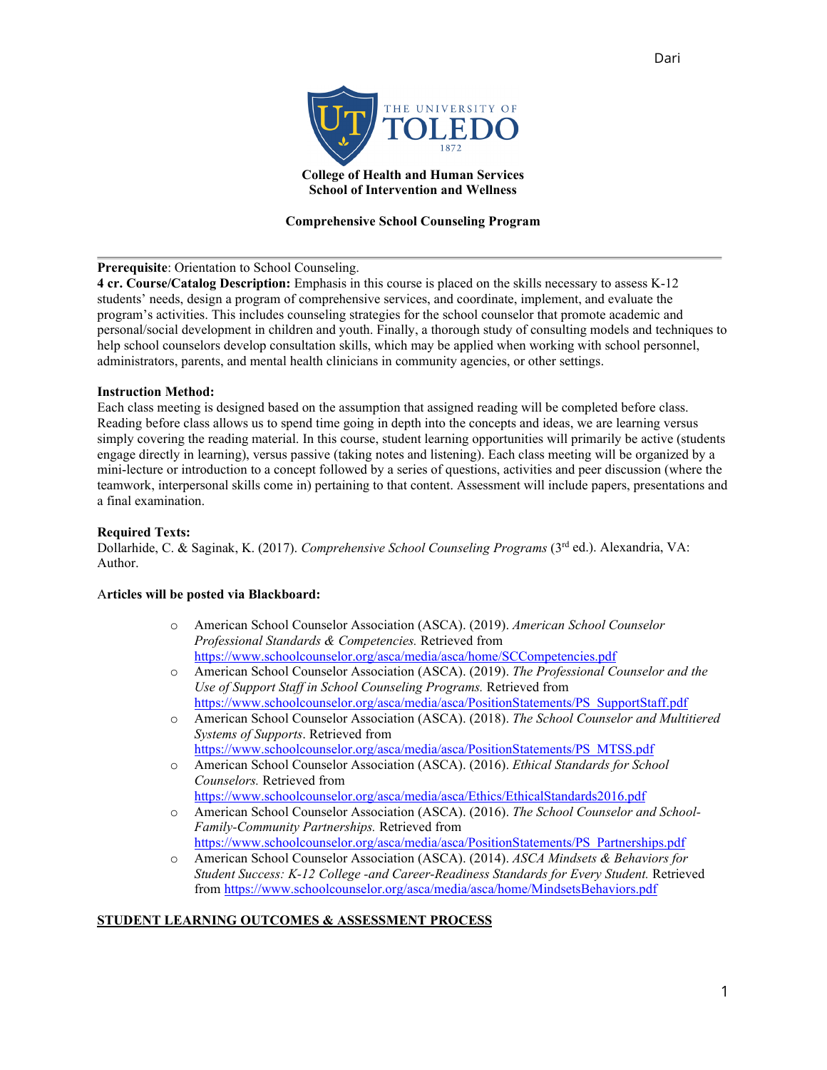**College of Health and Human Services**
**School of Intervention and Wellness**

**Comprehensive School Counseling Program**

---

**Prerequisite**: Orientation to School Counseling.
**4 cr. Course/Catalog Description:** Emphasis in this course is placed on the skills necessary to assess K-12 students' needs, design a program of comprehensive services, and coordinate, implement, and evaluate the program's activities. This includes counseling strategies for the school counselor that promote academic and personal/social development in children and youth. Finally, a thorough study of consulting models and techniques to help school counselors develop consultation skills, which may be applied when working with school personnel, administrators, parents, and mental health clinicians in community agencies, or other settings.

**Instruction Method:**
Each class meeting is designed based on the assumption that assigned reading will be completed before class. Reading before class allows us to spend time going in depth into the concepts and ideas, we are learning versus simply covering the reading material. In this course, student learning opportunities will primarily be active (students engage directly in learning), versus passive (taking notes and listening). Each class meeting will be organized by a mini-lecture or introduction to a concept followed by a series of questions, activities and peer discussion (where the teamwork, interpersonal skills come in) pertaining to that content. Assessment will include papers, presentations and a final examination.

**Required Texts:**
Dollarhide, C. & Saginak, K. (2017). *Comprehensive School Counseling Programs* (3rd ed.). Alexandria, VA: Author.

**Articles will be posted via Blackboard:**

- American School Counselor Association (ASCA). (2019). *American School Counselor Professional Standards & Competencies.* Retrieved from https://www.schoolcounselor.org/asca/media/asca/home/SCCompetencies.pdf
- American School Counselor Association (ASCA). (2019). *The Professional Counselor and the Use of Support Staff in School Counseling Programs.* Retrieved from https://www.schoolcounselor.org/asca/media/asca/PositionStatements/PS_SupportStaff.pdf
- American School Counselor Association (ASCA). (2018). *The School Counselor and Multitiered Systems of Supports*. Retrieved from https://www.schoolcounselor.org/asca/media/asca/PositionStatements/PS_MTSS.pdf
- American School Counselor Association (ASCA). (2016). *Ethical Standards for School Counselors.* Retrieved from https://www.schoolcounselor.org/asca/media/asca/Ethics/EthicalStandards2016.pdf
- American School Counselor Association (ASCA). (2016). *The School Counselor and School-Family-Community Partnerships.* Retrieved from https://www.schoolcounselor.org/asca/media/asca/PositionStatements/PS_Partnerships.pdf
- American School Counselor Association (ASCA). (2014). *ASCA Mindsets & Behaviors for Student Success: K-12 College -and Career-Readiness Standards for Every Student.* Retrieved from https://www.schoolcounselor.org/asca/media/asca/home/MindsetsBehaviors.pdf

**STUDENT LEARNING OUTCOMES & ASSESSMENT PROCESS**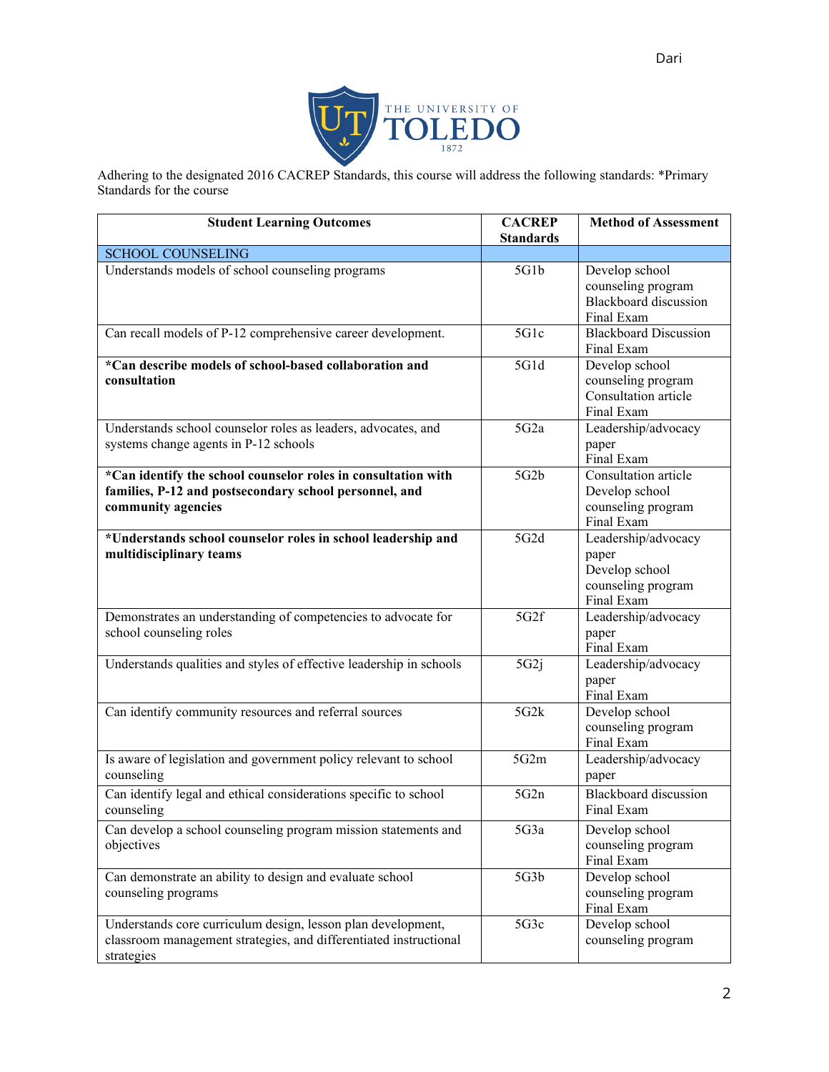Adhering to the designated 2016 CACREP Standards, this course will address the following standards: *Primary Standards for the course

| Student Learning Outcomes | CACREP Standards | Method of Assessment |
|---|---|---|
| SCHOOL COUNSELING | | |
| Understands models of school counseling programs | 5G1b | Develop school counseling program<br>Blackboard discussion<br>Final Exam |
| Can recall models of P-12 comprehensive career development. | 5G1c | Blackboard Discussion<br>Final Exam |
| **\*Can describe models of school-based collaboration and consultation** | 5G1d | Develop school counseling program<br>Consultation article<br>Final Exam |
| Understands school counselor roles as leaders, advocates, and systems change agents in P-12 schools | 5G2a | Leadership/advocacy paper<br>Final Exam |
| **\*Can identify the school counselor roles in consultation with families, P-12 and postsecondary school personnel, and community agencies** | 5G2b | Consultation article<br>Develop school counseling program<br>Final Exam |
| **\*Understands school counselor roles in school leadership and multidisciplinary teams** | 5G2d | Leadership/advocacy paper<br>Develop school counseling program<br>Final Exam |
| Demonstrates an understanding of competencies to advocate for school counseling roles | 5G2f | Leadership/advocacy paper<br>Final Exam |
| Understands qualities and styles of effective leadership in schools | 5G2j | Leadership/advocacy paper<br>Final Exam |
| Can identify community resources and referral sources | 5G2k | Develop school counseling program<br>Final Exam |
| Is aware of legislation and government policy relevant to school counseling | 5G2m | Leadership/advocacy paper |
| Can identify legal and ethical considerations specific to school counseling | 5G2n | Blackboard discussion<br>Final Exam |
| Can develop a school counseling program mission statements and objectives | 5G3a | Develop school counseling program<br>Final Exam |
| Can demonstrate an ability to design and evaluate school counseling programs | 5G3b | Develop school counseling program<br>Final Exam |
| Understands core curriculum design, lesson plan development, classroom management strategies, and differentiated instructional strategies | 5G3c | Develop school counseling program |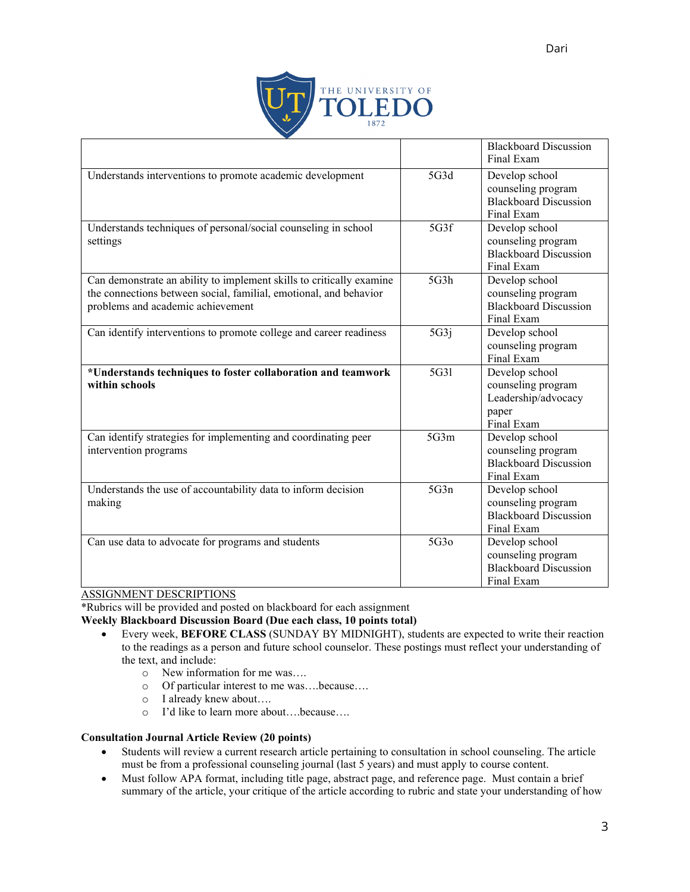| | | |
|---|---|---|
| | | Blackboard Discussion<br>Final Exam |
| Understands interventions to promote academic development | 5G3d | Develop school counseling program<br>Blackboard Discussion<br>Final Exam |
| Understands techniques of personal/social counseling in school settings | 5G3f | Develop school counseling program<br>Blackboard Discussion<br>Final Exam |
| Can demonstrate an ability to implement skills to critically examine the connections between social, familial, emotional, and behavior problems and academic achievement | 5G3h | Develop school counseling program<br>Blackboard Discussion<br>Final Exam |
| Can identify interventions to promote college and career readiness | 5G3j | Develop school counseling program<br>Final Exam |
| **\*Understands techniques to foster collaboration and teamwork within schools** | 5G3l | Develop school counseling program<br>Leadership/advocacy paper<br>Final Exam |
| Can identify strategies for implementing and coordinating peer intervention programs | 5G3m | Develop school counseling program<br>Blackboard Discussion<br>Final Exam |
| Understands the use of accountability data to inform decision making | 5G3n | Develop school counseling program<br>Blackboard Discussion<br>Final Exam |
| Can use data to advocate for programs and students | 5G3o | Develop school counseling program<br>Blackboard Discussion<br>Final Exam |

<u>ASSIGNMENT DESCRIPTIONS</u>

*Rubrics will be provided and posted on blackboard for each assignment

**Weekly Blackboard Discussion Board (Due each class, 10 points total)**

- Every week, **BEFORE CLASS** (SUNDAY BY MIDNIGHT), students are expected to write their reaction to the readings as a person and future school counselor. These postings must reflect your understanding of the text, and include:
  - New information for me was….
  - Of particular interest to me was….because….
  - I already knew about….
  - I'd like to learn more about….because….

**Consultation Journal Article Review (20 points)**

- Students will review a current research article pertaining to consultation in school counseling. The article must be from a professional counseling journal (last 5 years) and must apply to course content.
- Must follow APA format, including title page, abstract page, and reference page. Must contain a brief summary of the article, your critique of the article according to rubric and state your understanding of how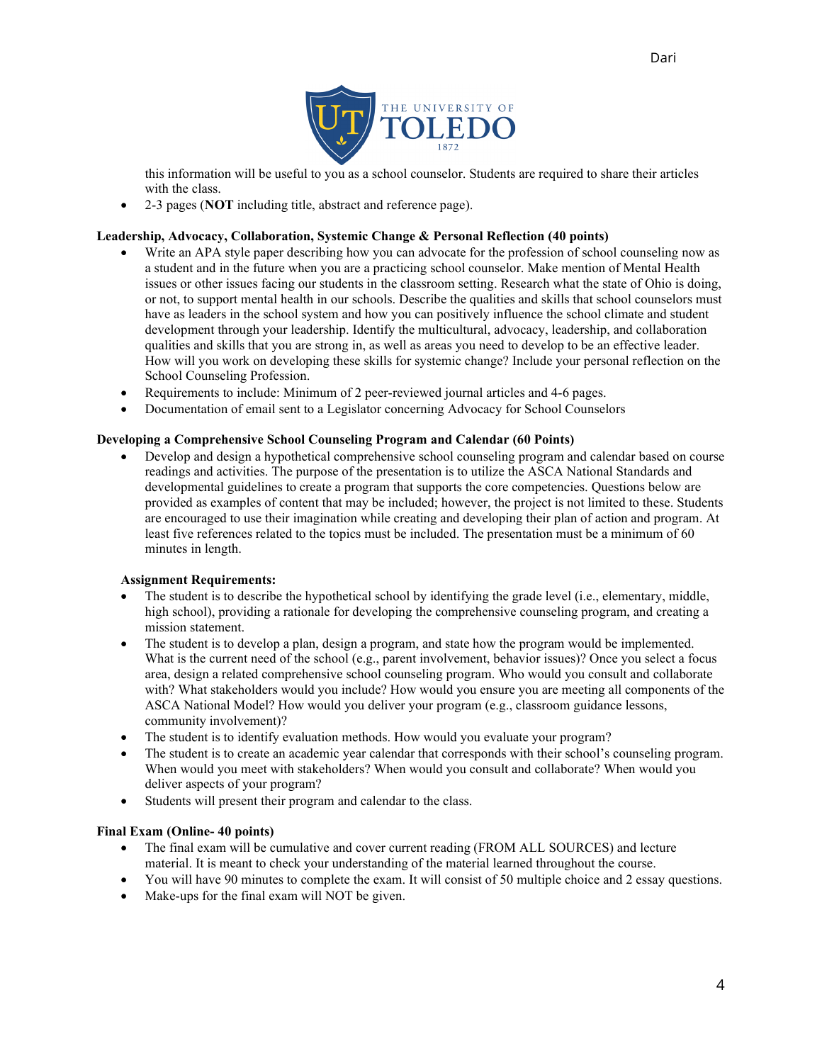this information will be useful to you as a school counselor. Students are required to share their articles with the class.

- 2-3 pages (**NOT** including title, abstract and reference page).

**Leadership, Advocacy, Collaboration, Systemic Change & Personal Reflection (40 points)**

- Write an APA style paper describing how you can advocate for the profession of school counseling now as a student and in the future when you are a practicing school counselor. Make mention of Mental Health issues or other issues facing our students in the classroom setting. Research what the state of Ohio is doing, or not, to support mental health in our schools. Describe the qualities and skills that school counselors must have as leaders in the school system and how you can positively influence the school climate and student development through your leadership. Identify the multicultural, advocacy, leadership, and collaboration qualities and skills that you are strong in, as well as areas you need to develop to be an effective leader. How will you work on developing these skills for systemic change? Include your personal reflection on the School Counseling Profession.
- Requirements to include: Minimum of 2 peer-reviewed journal articles and 4-6 pages.
- Documentation of email sent to a Legislator concerning Advocacy for School Counselors

**Developing a Comprehensive School Counseling Program and Calendar (60 Points)**

- Develop and design a hypothetical comprehensive school counseling program and calendar based on course readings and activities. The purpose of the presentation is to utilize the ASCA National Standards and developmental guidelines to create a program that supports the core competencies. Questions below are provided as examples of content that may be included; however, the project is not limited to these. Students are encouraged to use their imagination while creating and developing their plan of action and program. At least five references related to the topics must be included. The presentation must be a minimum of 60 minutes in length.

**Assignment Requirements:**

- The student is to describe the hypothetical school by identifying the grade level (i.e., elementary, middle, high school), providing a rationale for developing the comprehensive counseling program, and creating a mission statement.
- The student is to develop a plan, design a program, and state how the program would be implemented. What is the current need of the school (e.g., parent involvement, behavior issues)? Once you select a focus area, design a related comprehensive school counseling program. Who would you consult and collaborate with? What stakeholders would you include? How would you ensure you are meeting all components of the ASCA National Model? How would you deliver your program (e.g., classroom guidance lessons, community involvement)?
- The student is to identify evaluation methods. How would you evaluate your program?
- The student is to create an academic year calendar that corresponds with their school's counseling program. When would you meet with stakeholders? When would you consult and collaborate? When would you deliver aspects of your program?
- Students will present their program and calendar to the class.

**Final Exam (Online- 40 points)**

- The final exam will be cumulative and cover current reading (FROM ALL SOURCES) and lecture material. It is meant to check your understanding of the material learned throughout the course.
- You will have 90 minutes to complete the exam. It will consist of 50 multiple choice and 2 essay questions.
- Make-ups for the final exam will NOT be given.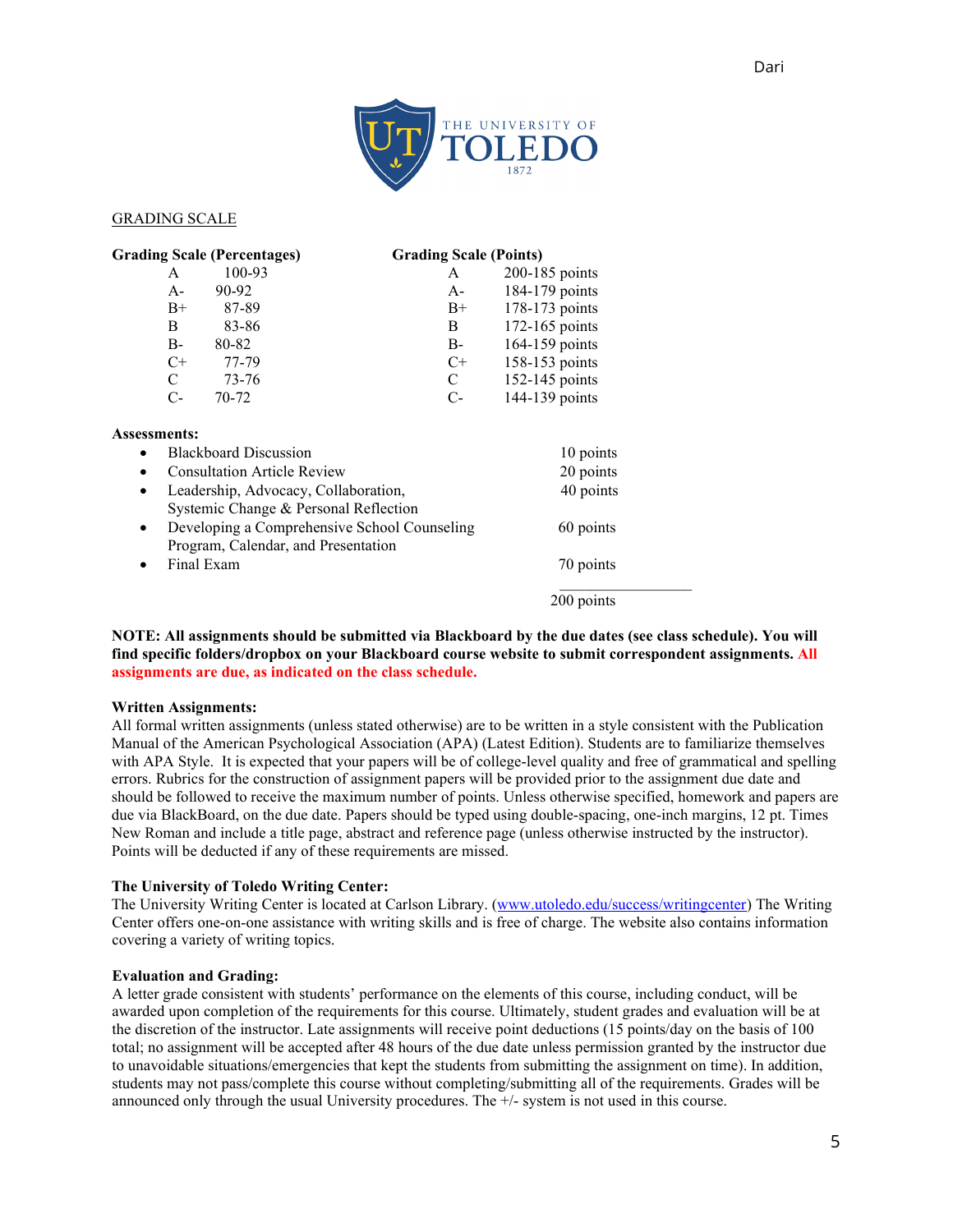## GRADING SCALE

| Grading Scale (Percentages) | | Grading Scale (Points) | |
|---|---|---|---|
| A | 100-93 | A | 200-185 points |
| A- | 90-92 | A- | 184-179 points |
| B+ | 87-89 | B+ | 178-173 points |
| B | 83-86 | B | 172-165 points |
| B- | 80-82 | B- | 164-159 points |
| C+ | 77-79 | C+ | 158-153 points |
| C | 73-76 | C | 152-145 points |
| C- | 70-72 | C- | 144-139 points |

**Assessments:**

| Assessment | Points |
|---|---|
| • Blackboard Discussion | 10 points |
| • Consultation Article Review | 20 points |
| • Leadership, Advocacy, Collaboration, Systemic Change & Personal Reflection | 40 points |
| • Developing a Comprehensive School Counseling Program, Calendar, and Presentation | 60 points |
| • Final Exam | 70 points |
| | 200 points |

**NOTE: All assignments should be submitted via Blackboard by the due dates (see class schedule). You will find specific folders/dropbox on your Blackboard course website to submit correspondent assignments. All assignments are due, as indicated on the class schedule.**

**Written Assignments:**
All formal written assignments (unless stated otherwise) are to be written in a style consistent with the Publication Manual of the American Psychological Association (APA) (Latest Edition). Students are to familiarize themselves with APA Style. It is expected that your papers will be of college-level quality and free of grammatical and spelling errors. Rubrics for the construction of assignment papers will be provided prior to the assignment due date and should be followed to receive the maximum number of points. Unless otherwise specified, homework and papers are due via BlackBoard, on the due date. Papers should be typed using double-spacing, one-inch margins, 12 pt. Times New Roman and include a title page, abstract and reference page (unless otherwise instructed by the instructor). Points will be deducted if any of these requirements are missed.

**The University of Toledo Writing Center:**
The University Writing Center is located at Carlson Library. (www.utoledo.edu/success/writingcenter) The Writing Center offers one-on-one assistance with writing skills and is free of charge. The website also contains information covering a variety of writing topics.

**Evaluation and Grading:**
A letter grade consistent with students' performance on the elements of this course, including conduct, will be awarded upon completion of the requirements for this course. Ultimately, student grades and evaluation will be at the discretion of the instructor. Late assignments will receive point deductions (15 points/day on the basis of 100 total; no assignment will be accepted after 48 hours of the due date unless permission granted by the instructor due to unavoidable situations/emergencies that kept the students from submitting the assignment on time). In addition, students may not pass/complete this course without completing/submitting all of the requirements. Grades will be announced only through the usual University procedures. The +/- system is not used in this course.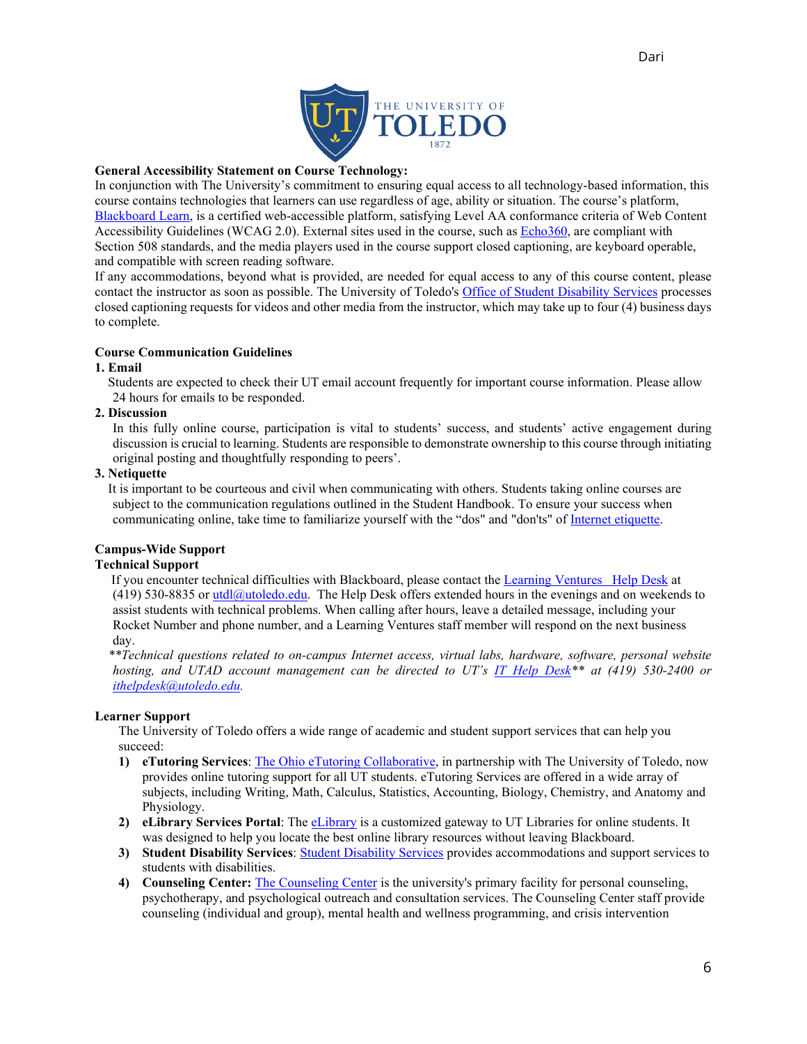**General Accessibility Statement on Course Technology:**

In conjunction with The University's commitment to ensuring equal access to all technology-based information, this course contains technologies that learners can use regardless of age, ability or situation. The course's platform, Blackboard Learn, is a certified web-accessible platform, satisfying Level AA conformance criteria of Web Content Accessibility Guidelines (WCAG 2.0). External sites used in the course, such as Echo360, are compliant with Section 508 standards, and the media players used in the course support closed captioning, are keyboard operable, and compatible with screen reading software.

If any accommodations, beyond what is provided, are needed for equal access to any of this course content, please contact the instructor as soon as possible. The University of Toledo's Office of Student Disability Services processes closed captioning requests for videos and other media from the instructor, which may take up to four (4) business days to complete.

**Course Communication Guidelines**

**1. Email**

Students are expected to check their UT email account frequently for important course information. Please allow 24 hours for emails to be responded.

**2. Discussion**

In this fully online course, participation is vital to students' success, and students' active engagement during discussion is crucial to learning. Students are responsible to demonstrate ownership to this course through initiating original posting and thoughtfully responding to peers'.

**3. Netiquette**

It is important to be courteous and civil when communicating with others. Students taking online courses are subject to the communication regulations outlined in the Student Handbook. To ensure your success when communicating online, take time to familiarize yourself with the "dos" and "don'ts" of Internet etiquette.

**Campus-Wide Support**

**Technical Support**

If you encounter technical difficulties with Blackboard, please contact the Learning Ventures Help Desk at (419) 530-8835 or utdl@utoledo.edu. The Help Desk offers extended hours in the evenings and on weekends to assist students with technical problems. When calling after hours, leave a detailed message, including your Rocket Number and phone number, and a Learning Ventures staff member will respond on the next business day.

***\*Technical questions related to on-campus Internet access, virtual labs, hardware, software, personal website hosting, and UTAD account management can be directed to UT's IT Help Desk\*\* at (419) 530-2400 or ithelpdesk@utoledo.edu.*

**Learner Support**

The University of Toledo offers a wide range of academic and student support services that can help you succeed:

1) **eTutoring Services**: The Ohio eTutoring Collaborative, in partnership with The University of Toledo, now provides online tutoring support for all UT students. eTutoring Services are offered in a wide array of subjects, including Writing, Math, Calculus, Statistics, Accounting, Biology, Chemistry, and Anatomy and Physiology.
2) **eLibrary Services Portal**: The eLibrary is a customized gateway to UT Libraries for online students. It was designed to help you locate the best online library resources without leaving Blackboard.
3) **Student Disability Services**: Student Disability Services provides accommodations and support services to students with disabilities.
4) **Counseling Center:** The Counseling Center is the university's primary facility for personal counseling, psychotherapy, and psychological outreach and consultation services. The Counseling Center staff provide counseling (individual and group), mental health and wellness programming, and crisis intervention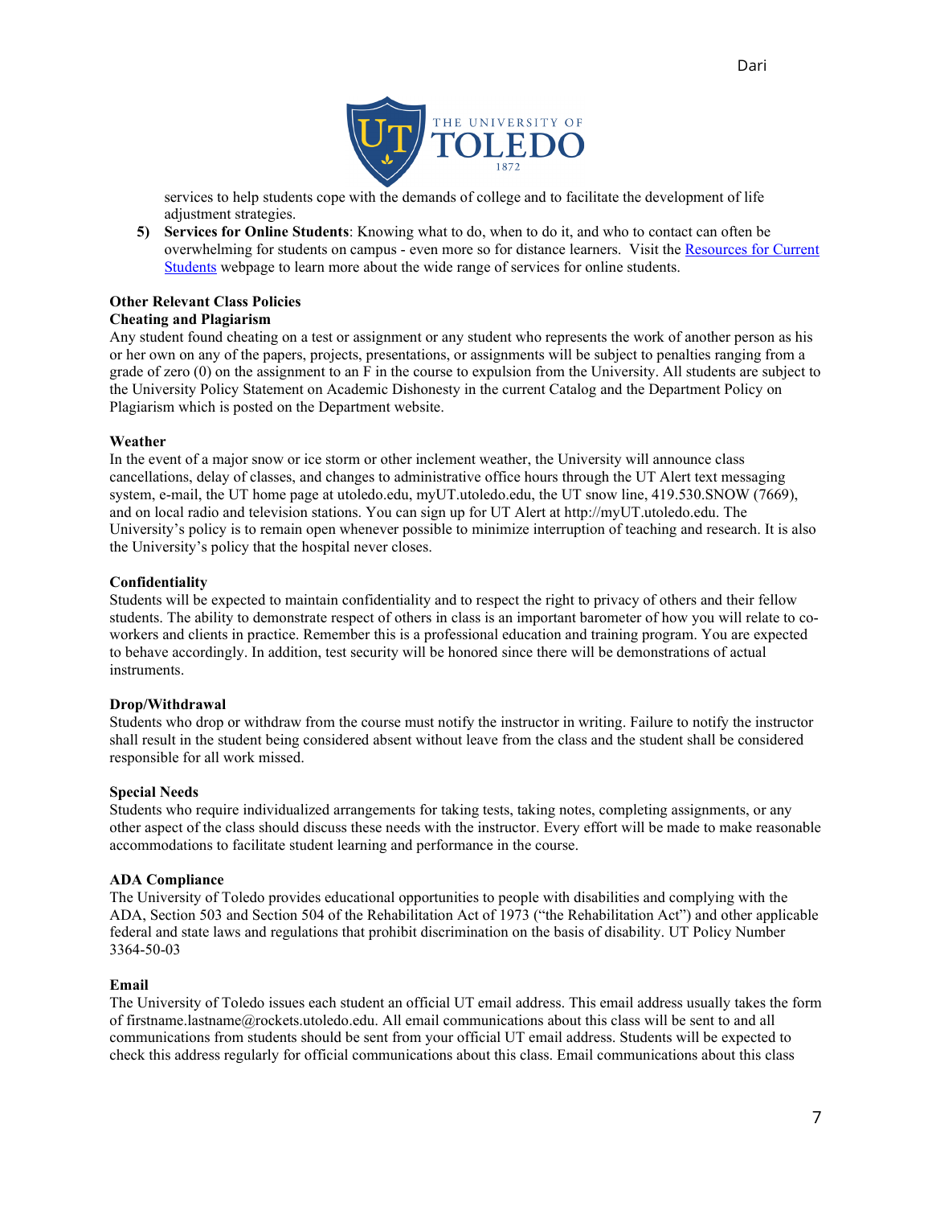services to help students cope with the demands of college and to facilitate the development of life adjustment strategies.

5) **Services for Online Students**: Knowing what to do, when to do it, and who to contact can often be overwhelming for students on campus - even more so for distance learners. Visit the [Resources for Current Students]() webpage to learn more about the wide range of services for online students.

**Other Relevant Class Policies**

**Cheating and Plagiarism**

Any student found cheating on a test or assignment or any student who represents the work of another person as his or her own on any of the papers, projects, presentations, or assignments will be subject to penalties ranging from a grade of zero (0) on the assignment to an F in the course to expulsion from the University. All students are subject to the University Policy Statement on Academic Dishonesty in the current Catalog and the Department Policy on Plagiarism which is posted on the Department website.

**Weather**

In the event of a major snow or ice storm or other inclement weather, the University will announce class cancellations, delay of classes, and changes to administrative office hours through the UT Alert text messaging system, e-mail, the UT home page at utoledo.edu, myUT.utoledo.edu, the UT snow line, 419.530.SNOW (7669), and on local radio and television stations. You can sign up for UT Alert at http://myUT.utoledo.edu. The University's policy is to remain open whenever possible to minimize interruption of teaching and research. It is also the University's policy that the hospital never closes.

**Confidentiality**

Students will be expected to maintain confidentiality and to respect the right to privacy of others and their fellow students. The ability to demonstrate respect of others in class is an important barometer of how you will relate to co-workers and clients in practice. Remember this is a professional education and training program. You are expected to behave accordingly. In addition, test security will be honored since there will be demonstrations of actual instruments.

**Drop/Withdrawal**

Students who drop or withdraw from the course must notify the instructor in writing. Failure to notify the instructor shall result in the student being considered absent without leave from the class and the student shall be considered responsible for all work missed.

**Special Needs**

Students who require individualized arrangements for taking tests, taking notes, completing assignments, or any other aspect of the class should discuss these needs with the instructor. Every effort will be made to make reasonable accommodations to facilitate student learning and performance in the course.

**ADA Compliance**

The University of Toledo provides educational opportunities to people with disabilities and complying with the ADA, Section 503 and Section 504 of the Rehabilitation Act of 1973 ("the Rehabilitation Act") and other applicable federal and state laws and regulations that prohibit discrimination on the basis of disability. UT Policy Number 3364-50-03

**Email**

The University of Toledo issues each student an official UT email address. This email address usually takes the form of firstname.lastname@rockets.utoledo.edu. All email communications about this class will be sent to and all communications from students should be sent from your official UT email address. Students will be expected to check this address regularly for official communications about this class. Email communications about this class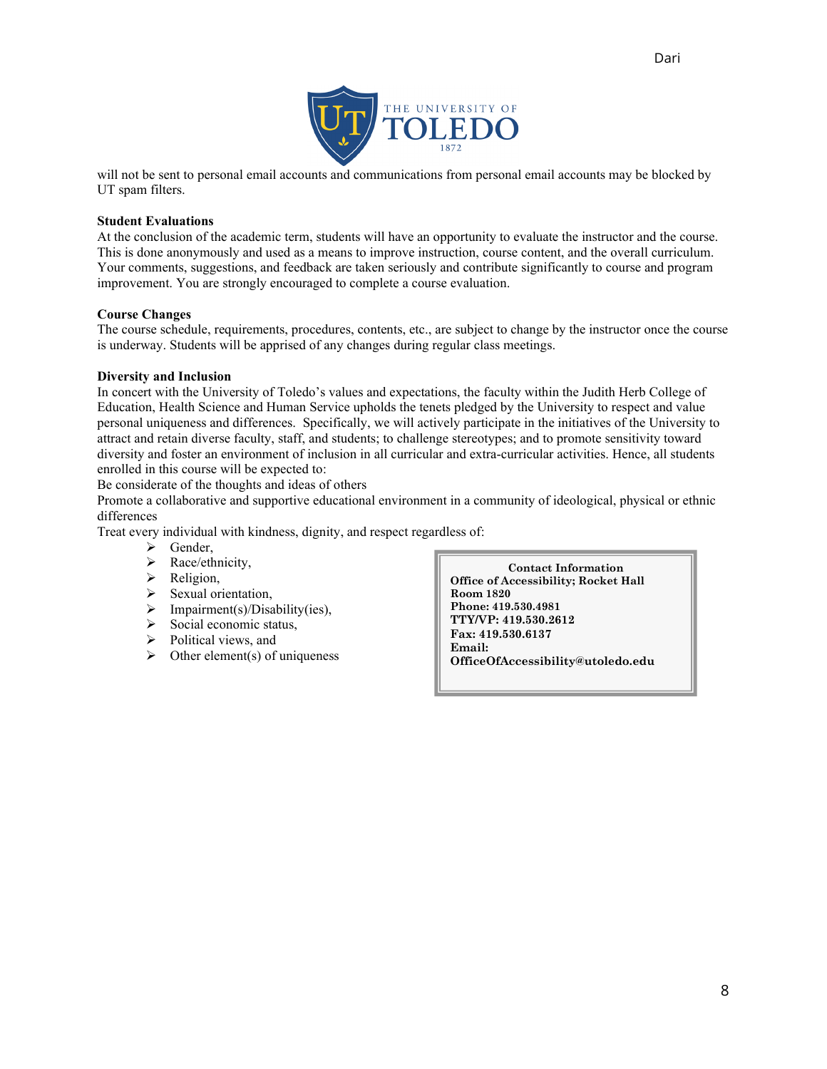will not be sent to personal email accounts and communications from personal email accounts may be blocked by UT spam filters.

**Student Evaluations**

At the conclusion of the academic term, students will have an opportunity to evaluate the instructor and the course. This is done anonymously and used as a means to improve instruction, course content, and the overall curriculum. Your comments, suggestions, and feedback are taken seriously and contribute significantly to course and program improvement. You are strongly encouraged to complete a course evaluation.

**Course Changes**

The course schedule, requirements, procedures, contents, etc., are subject to change by the instructor once the course is underway. Students will be apprised of any changes during regular class meetings.

**Diversity and Inclusion**

In concert with the University of Toledo's values and expectations, the faculty within the Judith Herb College of Education, Health Science and Human Service upholds the tenets pledged by the University to respect and value personal uniqueness and differences. Specifically, we will actively participate in the initiatives of the University to attract and retain diverse faculty, staff, and students; to challenge stereotypes; and to promote sensitivity toward diversity and foster an environment of inclusion in all curricular and extra-curricular activities. Hence, all students enrolled in this course will be expected to:

Be considerate of the thoughts and ideas of others

Promote a collaborative and supportive educational environment in a community of ideological, physical or ethnic differences

Treat every individual with kindness, dignity, and respect regardless of:

- Gender,
- Race/ethnicity,
- Religion,
- Sexual orientation,
- Impairment(s)/Disability(ies),
- Social economic status,
- Political views, and
- Other element(s) of uniqueness

**Contact Information**
**Office of Accessibility; Rocket Hall Room 1820**
**Phone: 419.530.4981**
**TTY/VP: 419.530.2612**
**Fax: 419.530.6137**
**Email: OfficeOfAccessibility@utoledo.edu**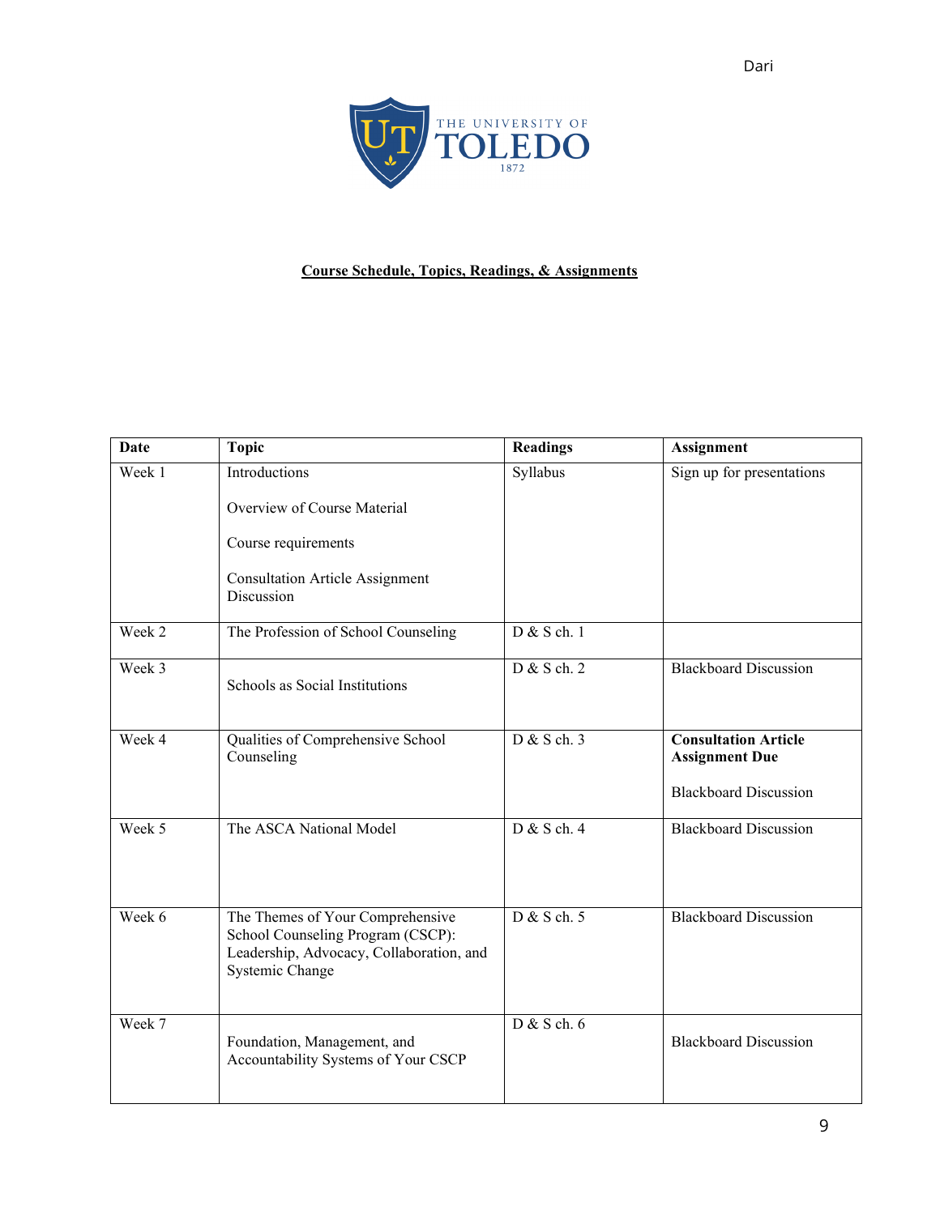**Course Schedule, Topics, Readings, & Assignments**

| Date | Topic | Readings | Assignment |
|---|---|---|---|
| Week 1 | Introductions<br><br>Overview of Course Material<br><br>Course requirements<br><br>Consultation Article Assignment Discussion | Syllabus | Sign up for presentations |
| Week 2 | The Profession of School Counseling | D & S ch. 1 | |
| Week 3 | Schools as Social Institutions | D & S ch. 2 | Blackboard Discussion |
| Week 4 | Qualities of Comprehensive School Counseling | D & S ch. 3 | **Consultation Article Assignment Due**<br><br>Blackboard Discussion |
| Week 5 | The ASCA National Model | D & S ch. 4 | Blackboard Discussion |
| Week 6 | The Themes of Your Comprehensive School Counseling Program (CSCP): Leadership, Advocacy, Collaboration, and Systemic Change | D & S ch. 5 | Blackboard Discussion |
| Week 7 | Foundation, Management, and Accountability Systems of Your CSCP | D & S ch. 6 | Blackboard Discussion |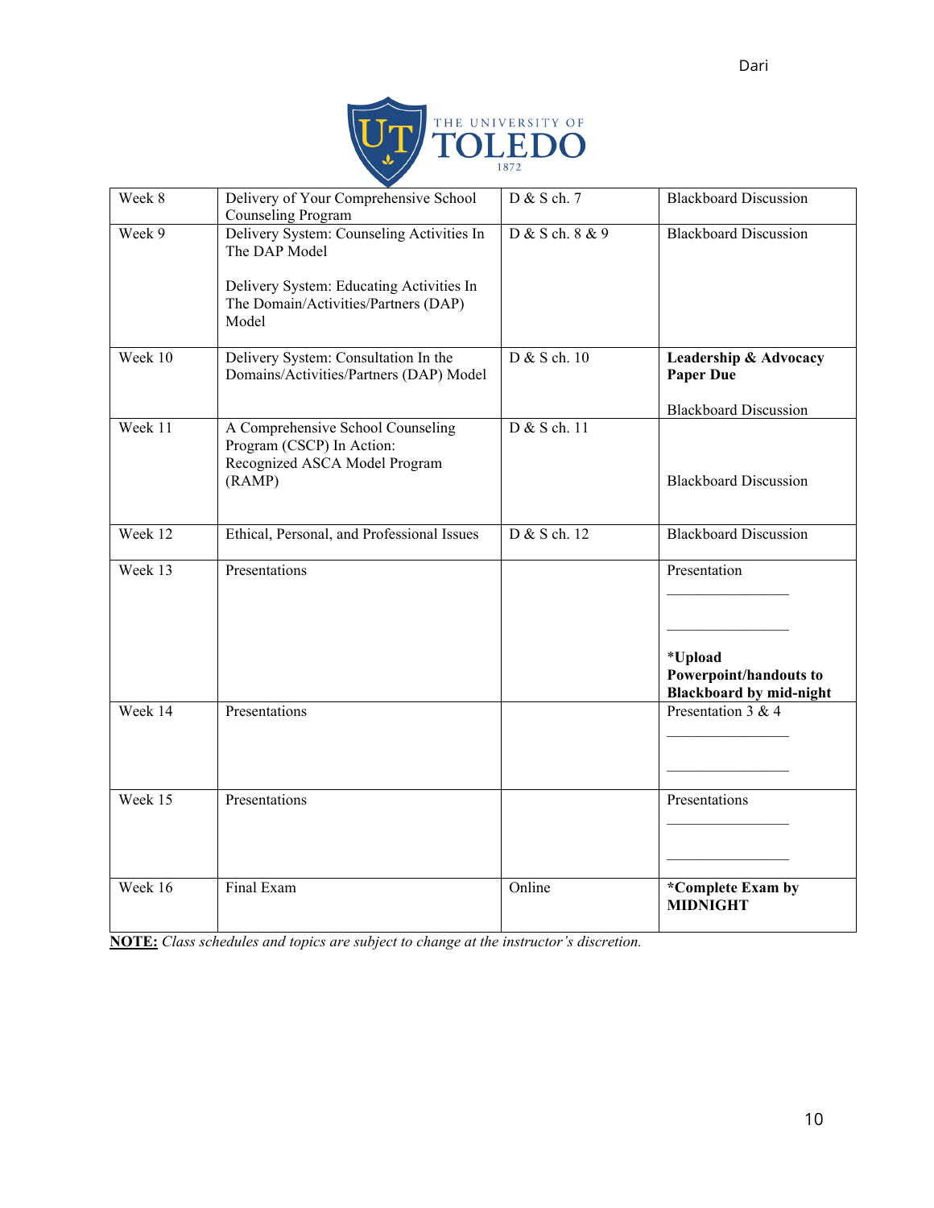| | | | |
|---|---|---|---|
| Week 8 | Delivery of Your Comprehensive School Counseling Program | D & S ch. 7 | Blackboard Discussion |
| Week 9 | Delivery System: Counseling Activities In The DAP Model<br><br>Delivery System: Educating Activities In The Domain/Activities/Partners (DAP) Model | D & S ch. 8 & 9 | Blackboard Discussion |
| Week 10 | Delivery System: Consultation In the Domains/Activities/Partners (DAP) Model | D & S ch. 10 | **Leadership & Advocacy Paper Due**<br><br>Blackboard Discussion |
| Week 11 | A Comprehensive School Counseling Program (CSCP) In Action: Recognized ASCA Model Program (RAMP) | D & S ch. 11 | Blackboard Discussion |
| Week 12 | Ethical, Personal, and Professional Issues | D & S ch. 12 | Blackboard Discussion |
| Week 13 | Presentations | | Presentation<br>________________<br>________________<br>**\*Upload Powerpoint/handouts to Blackboard by mid-night** |
| Week 14 | Presentations | | Presentation 3 & 4<br>________________<br>________________ |
| Week 15 | Presentations | | Presentations<br>________________<br>________________ |
| Week 16 | Final Exam | Online | **\*Complete Exam by MIDNIGHT** |

**NOTE:** *Class schedules and topics are subject to change at the instructor's discretion.*